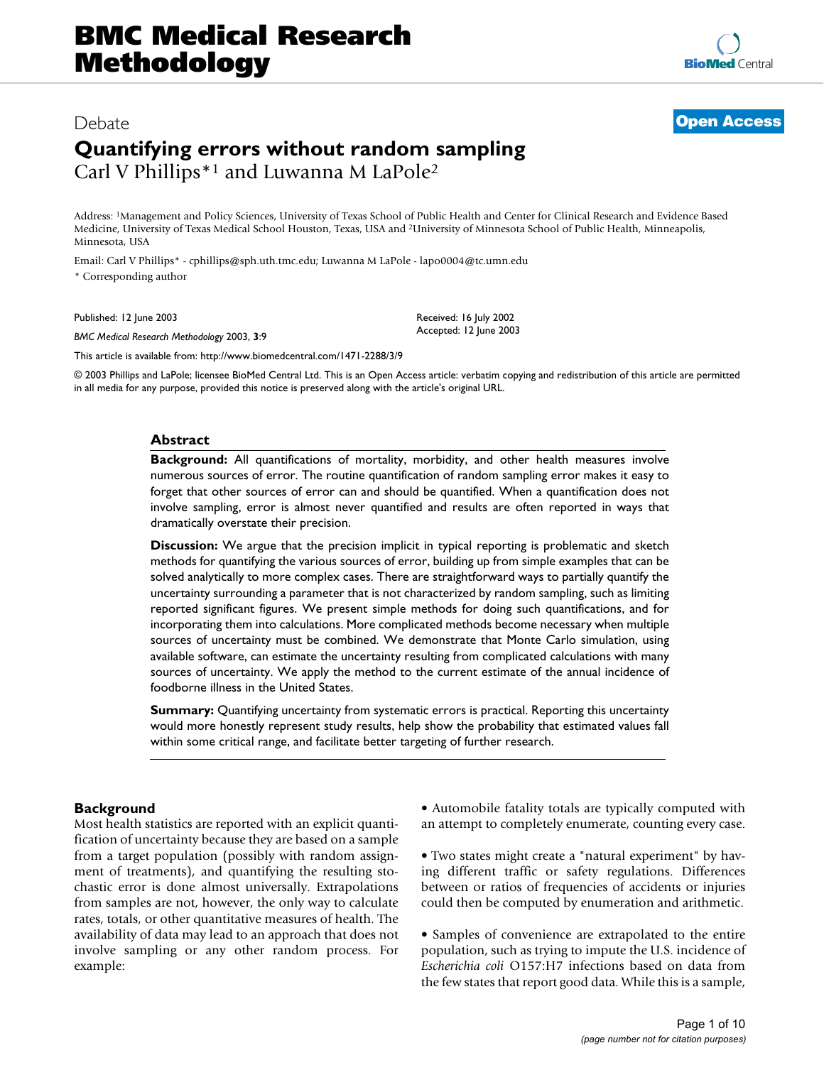BMC Medical Research Methodology

Debate

**Open Access**

# Quantifying errors without random sampling

Carl V Phillips*[1] and Luwanna M LaPole[2]

Address: [1]Management and Policy Sciences, University of Texas School of Public Health and Center for Clinical Research and Evidence Based Medicine, University of Texas Medical School Houston, Texas, USA and [2]University of Minnesota School of Public Health, Minneapolis, Minnesota, USA

Email: Carl V Phillips* - cphillips@sph.uth.tmc.edu; Luwanna M LaPole - lapo0004@tc.umn.edu

\* Corresponding author

Published: 12 June 2003

*BMC Medical Research Methodology* 2003, **3**:9

Received: 16 July 2002
Accepted: 12 June 2003

This article is available from: http://www.biomedcentral.com/1471-2288/3/9

© 2003 Phillips and LaPole; licensee BioMed Central Ltd. This is an Open Access article: verbatim copying and redistribution of this article are permitted in all media for any purpose, provided this notice is preserved along with the article's original URL.

## Abstract

**Background:** All quantifications of mortality, morbidity, and other health measures involve numerous sources of error. The routine quantification of random sampling error makes it easy to forget that other sources of error can and should be quantified. When a quantification does not involve sampling, error is almost never quantified and results are often reported in ways that dramatically overstate their precision.

**Discussion:** We argue that the precision implicit in typical reporting is problematic and sketch methods for quantifying the various sources of error, building up from simple examples that can be solved analytically to more complex cases. There are straightforward ways to partially quantify the uncertainty surrounding a parameter that is not characterized by random sampling, such as limiting reported significant figures. We present simple methods for doing such quantifications, and for incorporating them into calculations. More complicated methods become necessary when multiple sources of uncertainty must be combined. We demonstrate that Monte Carlo simulation, using available software, can estimate the uncertainty resulting from complicated calculations with many sources of uncertainty. We apply the method to the current estimate of the annual incidence of foodborne illness in the United States.

**Summary:** Quantifying uncertainty from systematic errors is practical. Reporting this uncertainty would more honestly represent study results, help show the probability that estimated values fall within some critical range, and facilitate better targeting of further research.

## Background

Most health statistics are reported with an explicit quantification of uncertainty because they are based on a sample from a target population (possibly with random assignment of treatments), and quantifying the resulting stochastic error is done almost universally. Extrapolations from samples are not, however, the only way to calculate rates, totals, or other quantitative measures of health. The availability of data may lead to an approach that does not involve sampling or any other random process. For example:

- Automobile fatality totals are typically computed with an attempt to completely enumerate, counting every case.

- Two states might create a "natural experiment" by having different traffic or safety regulations. Differences between or ratios of frequencies of accidents or injuries could then be computed by enumeration and arithmetic.

- Samples of convenience are extrapolated to the entire population, such as trying to impute the U.S. incidence of *Escherichia coli* O157:H7 infections based on data from the few states that report good data. While this is a sample,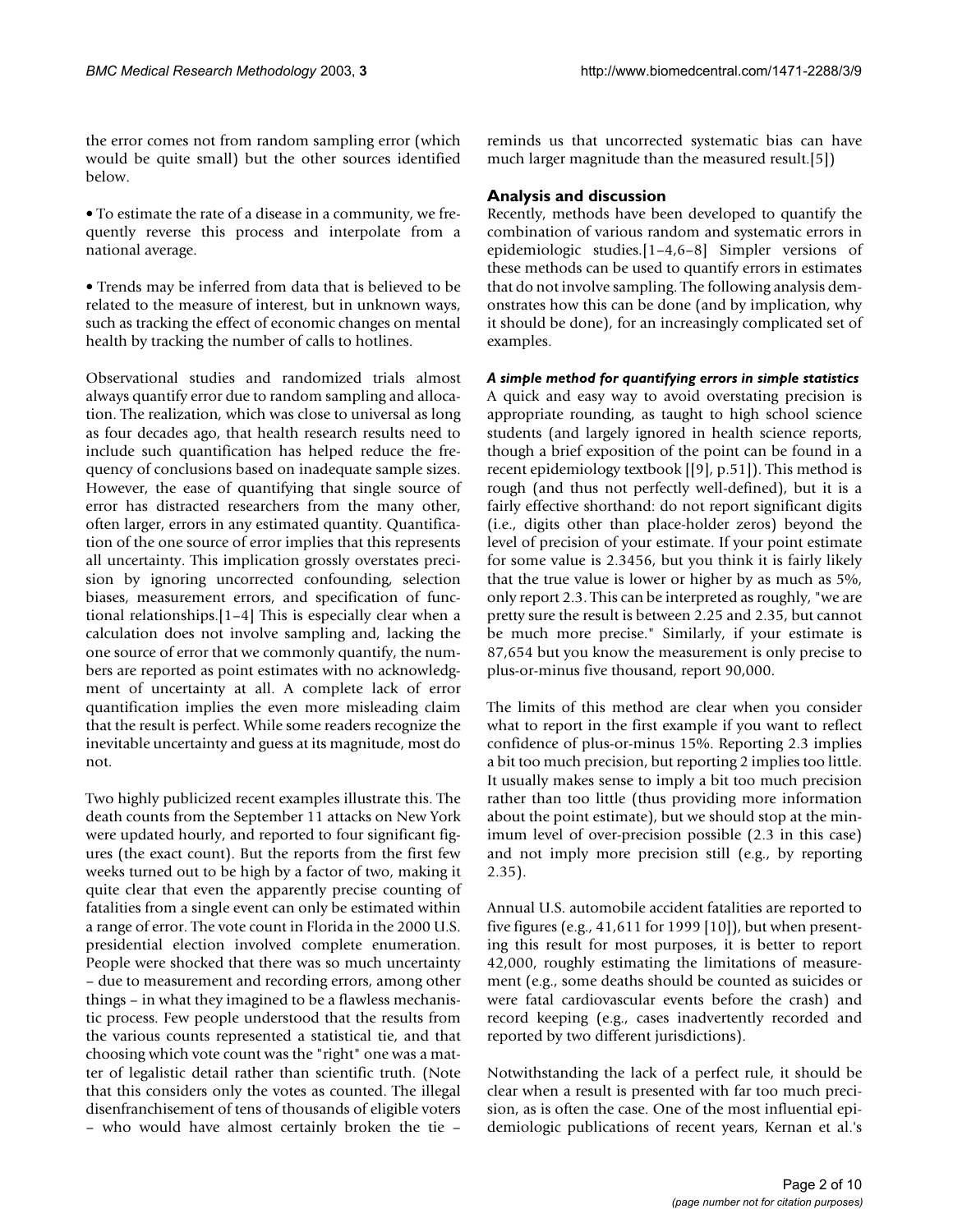the error comes not from random sampling error (which would be quite small) but the other sources identified below.

- To estimate the rate of a disease in a community, we frequently reverse this process and interpolate from a national average.

- Trends may be inferred from data that is believed to be related to the measure of interest, but in unknown ways, such as tracking the effect of economic changes on mental health by tracking the number of calls to hotlines.

Observational studies and randomized trials almost always quantify error due to random sampling and allocation. The realization, which was close to universal as long as four decades ago, that health research results need to include such quantification has helped reduce the frequency of conclusions based on inadequate sample sizes. However, the ease of quantifying that single source of error has distracted researchers from the many other, often larger, errors in any estimated quantity. Quantification of the one source of error implies that this represents all uncertainty. This implication grossly overstates precision by ignoring uncorrected confounding, selection biases, measurement errors, and specification of functional relationships.[1–4] This is especially clear when a calculation does not involve sampling and, lacking the one source of error that we commonly quantify, the numbers are reported as point estimates with no acknowledgment of uncertainty at all. A complete lack of error quantification implies the even more misleading claim that the result is perfect. While some readers recognize the inevitable uncertainty and guess at its magnitude, most do not.

Two highly publicized recent examples illustrate this. The death counts from the September 11 attacks on New York were updated hourly, and reported to four significant figures (the exact count). But the reports from the first few weeks turned out to be high by a factor of two, making it quite clear that even the apparently precise counting of fatalities from a single event can only be estimated within a range of error. The vote count in Florida in the 2000 U.S. presidential election involved complete enumeration. People were shocked that there was so much uncertainty – due to measurement and recording errors, among other things – in what they imagined to be a flawless mechanistic process. Few people understood that the results from the various counts represented a statistical tie, and that choosing which vote count was the "right" one was a matter of legalistic detail rather than scientific truth. (Note that this considers only the votes as counted. The illegal disenfranchisement of tens of thousands of eligible voters – who would have almost certainly broken the tie – reminds us that uncorrected systematic bias can have much larger magnitude than the measured result.[5])

## Analysis and discussion

Recently, methods have been developed to quantify the combination of various random and systematic errors in epidemiologic studies.[1–4,6–8] Simpler versions of these methods can be used to quantify errors in estimates that do not involve sampling. The following analysis demonstrates how this can be done (and by implication, why it should be done), for an increasingly complicated set of examples.

### *A simple method for quantifying errors in simple statistics*

A quick and easy way to avoid overstating precision is appropriate rounding, as taught to high school science students (and largely ignored in health science reports, though a brief exposition of the point can be found in a recent epidemiology textbook [[9], p.51]). This method is rough (and thus not perfectly well-defined), but it is a fairly effective shorthand: do not report significant digits (i.e., digits other than place-holder zeros) beyond the level of precision of your estimate. If your point estimate for some value is 2.3456, but you think it is fairly likely that the true value is lower or higher by as much as 5%, only report 2.3. This can be interpreted as roughly, "we are pretty sure the result is between 2.25 and 2.35, but cannot be much more precise." Similarly, if your estimate is 87,654 but you know the measurement is only precise to plus-or-minus five thousand, report 90,000.

The limits of this method are clear when you consider what to report in the first example if you want to reflect confidence of plus-or-minus 15%. Reporting 2.3 implies a bit too much precision, but reporting 2 implies too little. It usually makes sense to imply a bit too much precision rather than too little (thus providing more information about the point estimate), but we should stop at the minimum level of over-precision possible (2.3 in this case) and not imply more precision still (e.g., by reporting 2.35).

Annual U.S. automobile accident fatalities are reported to five figures (e.g., 41,611 for 1999 [10]), but when presenting this result for most purposes, it is better to report 42,000, roughly estimating the limitations of measurement (e.g., some deaths should be counted as suicides or were fatal cardiovascular events before the crash) and record keeping (e.g., cases inadvertently recorded and reported by two different jurisdictions).

Notwithstanding the lack of a perfect rule, it should be clear when a result is presented with far too much precision, as is often the case. One of the most influential epidemiologic publications of recent years, Kernan et al.'s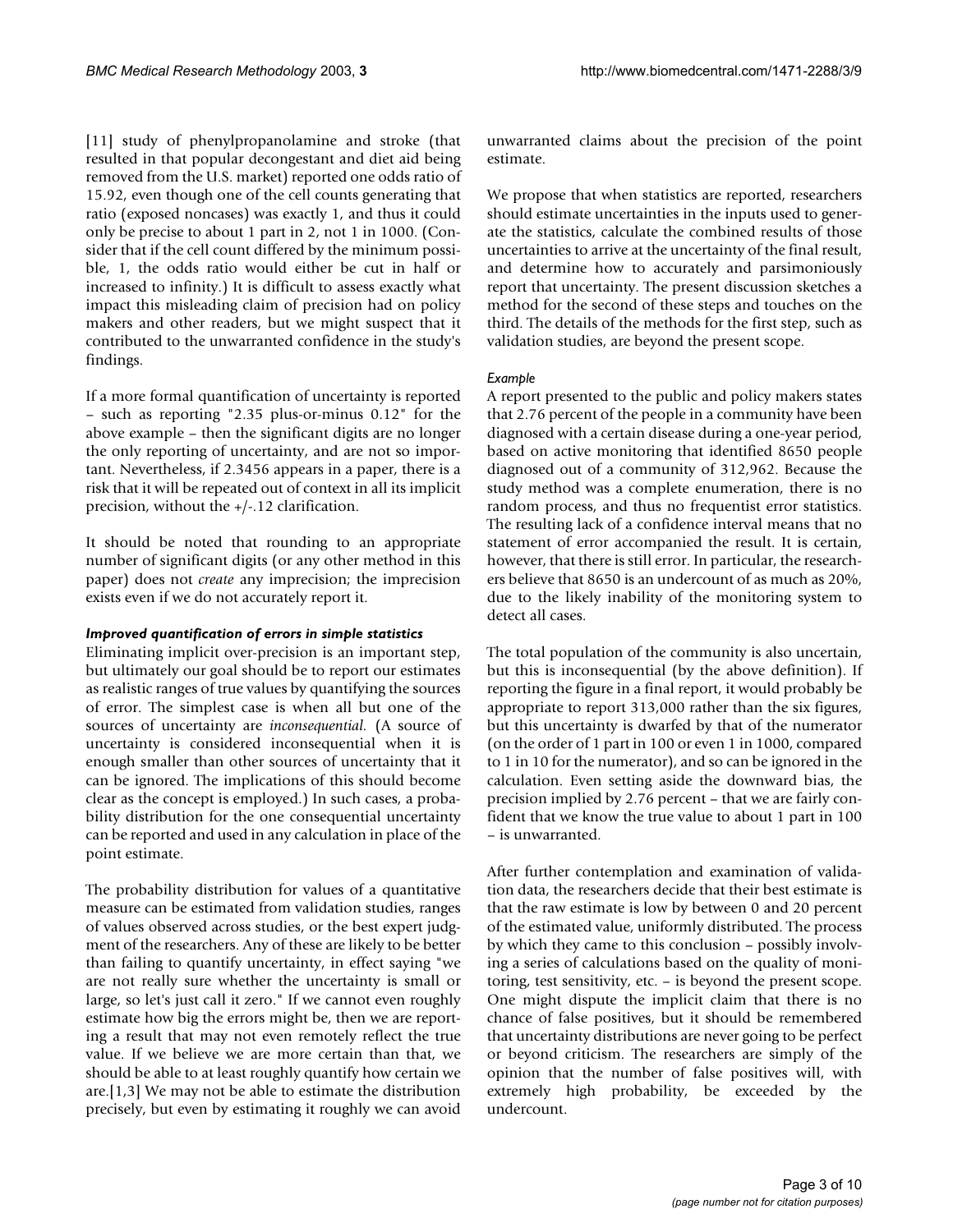[11] study of phenylpropanolamine and stroke (that resulted in that popular decongestant and diet aid being removed from the U.S. market) reported one odds ratio of 15.92, even though one of the cell counts generating that ratio (exposed noncases) was exactly 1, and thus it could only be precise to about 1 part in 2, not 1 in 1000. (Consider that if the cell count differed by the minimum possible, 1, the odds ratio would either be cut in half or increased to infinity.) It is difficult to assess exactly what impact this misleading claim of precision had on policy makers and other readers, but we might suspect that it contributed to the unwarranted confidence in the study's findings.

If a more formal quantification of uncertainty is reported – such as reporting "2.35 plus-or-minus 0.12" for the above example – then the significant digits are no longer the only reporting of uncertainty, and are not so important. Nevertheless, if 2.3456 appears in a paper, there is a risk that it will be repeated out of context in all its implicit precision, without the +/-.12 clarification.

It should be noted that rounding to an appropriate number of significant digits (or any other method in this paper) does not *create* any imprecision; the imprecision exists even if we do not accurately report it.

### *Improved quantification of errors in simple statistics*

Eliminating implicit over-precision is an important step, but ultimately our goal should be to report our estimates as realistic ranges of true values by quantifying the sources of error. The simplest case is when all but one of the sources of uncertainty are *inconsequential.* (A source of uncertainty is considered inconsequential when it is enough smaller than other sources of uncertainty that it can be ignored. The implications of this should become clear as the concept is employed.) In such cases, a probability distribution for the one consequential uncertainty can be reported and used in any calculation in place of the point estimate.

The probability distribution for values of a quantitative measure can be estimated from validation studies, ranges of values observed across studies, or the best expert judgment of the researchers. Any of these are likely to be better than failing to quantify uncertainty, in effect saying "we are not really sure whether the uncertainty is small or large, so let's just call it zero." If we cannot even roughly estimate how big the errors might be, then we are reporting a result that may not even remotely reflect the true value. If we believe we are more certain than that, we should be able to at least roughly quantify how certain we are.[1,3] We may not be able to estimate the distribution precisely, but even by estimating it roughly we can avoid unwarranted claims about the precision of the point estimate.

We propose that when statistics are reported, researchers should estimate uncertainties in the inputs used to generate the statistics, calculate the combined results of those uncertainties to arrive at the uncertainty of the final result, and determine how to accurately and parsimoniously report that uncertainty. The present discussion sketches a method for the second of these steps and touches on the third. The details of the methods for the first step, such as validation studies, are beyond the present scope.

#### *Example*

A report presented to the public and policy makers states that 2.76 percent of the people in a community have been diagnosed with a certain disease during a one-year period, based on active monitoring that identified 8650 people diagnosed out of a community of 312,962. Because the study method was a complete enumeration, there is no random process, and thus no frequentist error statistics. The resulting lack of a confidence interval means that no statement of error accompanied the result. It is certain, however, that there is still error. In particular, the researchers believe that 8650 is an undercount of as much as 20%, due to the likely inability of the monitoring system to detect all cases.

The total population of the community is also uncertain, but this is inconsequential (by the above definition). If reporting the figure in a final report, it would probably be appropriate to report 313,000 rather than the six figures, but this uncertainty is dwarfed by that of the numerator (on the order of 1 part in 100 or even 1 in 1000, compared to 1 in 10 for the numerator), and so can be ignored in the calculation. Even setting aside the downward bias, the precision implied by 2.76 percent – that we are fairly confident that we know the true value to about 1 part in 100 – is unwarranted.

After further contemplation and examination of validation data, the researchers decide that their best estimate is that the raw estimate is low by between 0 and 20 percent of the estimated value, uniformly distributed. The process by which they came to this conclusion – possibly involving a series of calculations based on the quality of monitoring, test sensitivity, etc. – is beyond the present scope. One might dispute the implicit claim that there is no chance of false positives, but it should be remembered that uncertainty distributions are never going to be perfect or beyond criticism. The researchers are simply of the opinion that the number of false positives will, with extremely high probability, be exceeded by the undercount.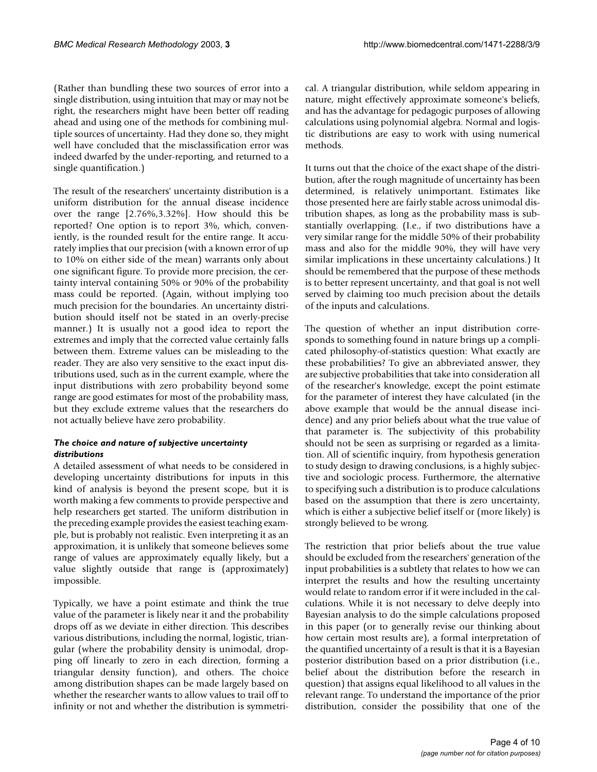(Rather than bundling these two sources of error into a single distribution, using intuition that may or may not be right, the researchers might have been better off reading ahead and using one of the methods for combining multiple sources of uncertainty. Had they done so, they might well have concluded that the misclassification error was indeed dwarfed by the under-reporting, and returned to a single quantification.)

The result of the researchers' uncertainty distribution is a uniform distribution for the annual disease incidence over the range [2.76%,3.32%]. How should this be reported? One option is to report 3%, which, conveniently, is the rounded result for the entire range. It accurately implies that our precision (with a known error of up to 10% on either side of the mean) warrants only about one significant figure. To provide more precision, the certainty interval containing 50% or 90% of the probability mass could be reported. (Again, without implying too much precision for the boundaries. An uncertainty distribution should itself not be stated in an overly-precise manner.) It is usually not a good idea to report the extremes and imply that the corrected value certainly falls between them. Extreme values can be misleading to the reader. They are also very sensitive to the exact input distributions used, such as in the current example, where the input distributions with zero probability beyond some range are good estimates for most of the probability mass, but they exclude extreme values that the researchers do not actually believe have zero probability.

### *The choice and nature of subjective uncertainty distributions*

A detailed assessment of what needs to be considered in developing uncertainty distributions for inputs in this kind of analysis is beyond the present scope, but it is worth making a few comments to provide perspective and help researchers get started. The uniform distribution in the preceding example provides the easiest teaching example, but is probably not realistic. Even interpreting it as an approximation, it is unlikely that someone believes some range of values are approximately equally likely, but a value slightly outside that range is (approximately) impossible.

Typically, we have a point estimate and think the true value of the parameter is likely near it and the probability drops off as we deviate in either direction. This describes various distributions, including the normal, logistic, triangular (where the probability density is unimodal, dropping off linearly to zero in each direction, forming a triangular density function), and others. The choice among distribution shapes can be made largely based on whether the researcher wants to allow values to trail off to infinity or not and whether the distribution is symmetrical. A triangular distribution, while seldom appearing in nature, might effectively approximate someone's beliefs, and has the advantage for pedagogic purposes of allowing calculations using polynomial algebra. Normal and logistic distributions are easy to work with using numerical methods.

It turns out that the choice of the exact shape of the distribution, after the rough magnitude of uncertainty has been determined, is relatively unimportant. Estimates like those presented here are fairly stable across unimodal distribution shapes, as long as the probability mass is substantially overlapping. (I.e., if two distributions have a very similar range for the middle 50% of their probability mass and also for the middle 90%, they will have very similar implications in these uncertainty calculations.) It should be remembered that the purpose of these methods is to better represent uncertainty, and that goal is not well served by claiming too much precision about the details of the inputs and calculations.

The question of whether an input distribution corresponds to something found in nature brings up a complicated philosophy-of-statistics question: What exactly are these probabilities? To give an abbreviated answer, they are subjective probabilities that take into consideration all of the researcher's knowledge, except the point estimate for the parameter of interest they have calculated (in the above example that would be the annual disease incidence) and any prior beliefs about what the true value of that parameter is. The subjectivity of this probability should not be seen as surprising or regarded as a limitation. All of scientific inquiry, from hypothesis generation to study design to drawing conclusions, is a highly subjective and sociologic process. Furthermore, the alternative to specifying such a distribution is to produce calculations based on the assumption that there is zero uncertainty, which is either a subjective belief itself or (more likely) is strongly believed to be wrong.

The restriction that prior beliefs about the true value should be excluded from the researchers' generation of the input probabilities is a subtlety that relates to how we can interpret the results and how the resulting uncertainty would relate to random error if it were included in the calculations. While it is not necessary to delve deeply into Bayesian analysis to do the simple calculations proposed in this paper (or to generally revise our thinking about how certain most results are), a formal interpretation of the quantified uncertainty of a result is that it is a Bayesian posterior distribution based on a prior distribution (i.e., belief about the distribution before the research in question) that assigns equal likelihood to all values in the relevant range. To understand the importance of the prior distribution, consider the possibility that one of the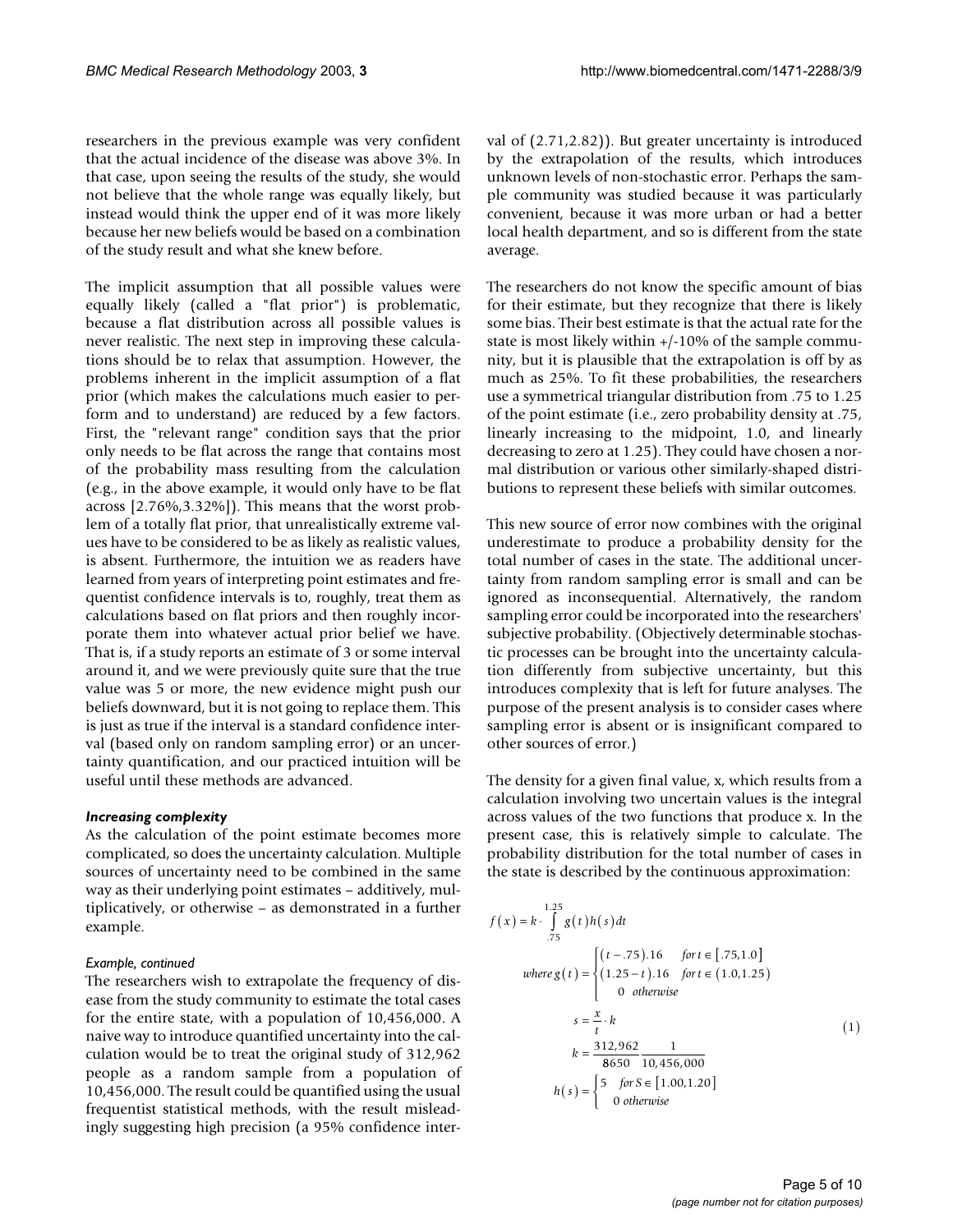researchers in the previous example was very confident that the actual incidence of the disease was above 3%. In that case, upon seeing the results of the study, she would not believe that the whole range was equally likely, but instead would think the upper end of it was more likely because her new beliefs would be based on a combination of the study result and what she knew before.

The implicit assumption that all possible values were equally likely (called a "flat prior") is problematic, because a flat distribution across all possible values is never realistic. The next step in improving these calculations should be to relax that assumption. However, the problems inherent in the implicit assumption of a flat prior (which makes the calculations much easier to perform and to understand) are reduced by a few factors. First, the "relevant range" condition says that the prior only needs to be flat across the range that contains most of the probability mass resulting from the calculation (e.g., in the above example, it would only have to be flat across [2.76%,3.32%]). This means that the worst problem of a totally flat prior, that unrealistically extreme values have to be considered to be as likely as realistic values, is absent. Furthermore, the intuition we as readers have learned from years of interpreting point estimates and frequentist confidence intervals is to, roughly, treat them as calculations based on flat priors and then roughly incorporate them into whatever actual prior belief we have. That is, if a study reports an estimate of 3 or some interval around it, and we were previously quite sure that the true value was 5 or more, the new evidence might push our beliefs downward, but it is not going to replace them. This is just as true if the interval is a standard confidence interval (based only on random sampling error) or an uncertainty quantification, and our practiced intuition will be useful until these methods are advanced.

### *Increasing complexity*

As the calculation of the point estimate becomes more complicated, so does the uncertainty calculation. Multiple sources of uncertainty need to be combined in the same way as their underlying point estimates – additively, multiplicatively, or otherwise – as demonstrated in a further example.

#### *Example, continued*

The researchers wish to extrapolate the frequency of disease from the study community to estimate the total cases for the entire state, with a population of 10,456,000. A naive way to introduce quantified uncertainty into the calculation would be to treat the original study of 312,962 people as a random sample from a population of 10,456,000. The result could be quantified using the usual frequentist statistical methods, with the result misleadingly suggesting high precision (a 95% confidence interval of (2.71,2.82)). But greater uncertainty is introduced by the extrapolation of the results, which introduces unknown levels of non-stochastic error. Perhaps the sample community was studied because it was particularly convenient, because it was more urban or had a better local health department, and so is different from the state average.

The researchers do not know the specific amount of bias for their estimate, but they recognize that there is likely some bias. Their best estimate is that the actual rate for the state is most likely within +/-10% of the sample community, but it is plausible that the extrapolation is off by as much as 25%. To fit these probabilities, the researchers use a symmetrical triangular distribution from .75 to 1.25 of the point estimate (i.e., zero probability density at .75, linearly increasing to the midpoint, 1.0, and linearly decreasing to zero at 1.25). They could have chosen a normal distribution or various other similarly-shaped distributions to represent these beliefs with similar outcomes.

This new source of error now combines with the original underestimate to produce a probability density for the total number of cases in the state. The additional uncertainty from random sampling error is small and can be ignored as inconsequential. Alternatively, the random sampling error could be incorporated into the researchers' subjective probability. (Objectively determinable stochastic processes can be brought into the uncertainty calculation differently from subjective uncertainty, but this introduces complexity that is left for future analyses. The purpose of the present analysis is to consider cases where sampling error is absent or is insignificant compared to other sources of error.)

The density for a given final value, x, which results from a calculation involving two uncertain values is the integral across values of the two functions that produce x. In the present case, this is relatively simple to calculate. The probability distribution for the total number of cases in the state is described by the continuous approximation:

$$
\begin{aligned}
f(x) &= k \cdot \int_{.75}^{1.25} g(t)h(s)\,dt \\
\text{where } g(t) &= \begin{cases} (t-.75).16 & \text{for } t \in [.75, 1.0] \\ (1.25-t).16 & \text{for } t \in (1.0, 1.25) \\ 0 & \text{otherwise} \end{cases} \\
s &= \frac{x}{t} \cdot k \\
k &= \frac{312{,}962}{8650} \frac{1}{10{,}456{,}000} \\
h(s) &= \begin{cases} 5 & \text{for } S \in [1.00, 1.20] \\ 0 & \text{otherwise} \end{cases}
\end{aligned}
\qquad (1)
$$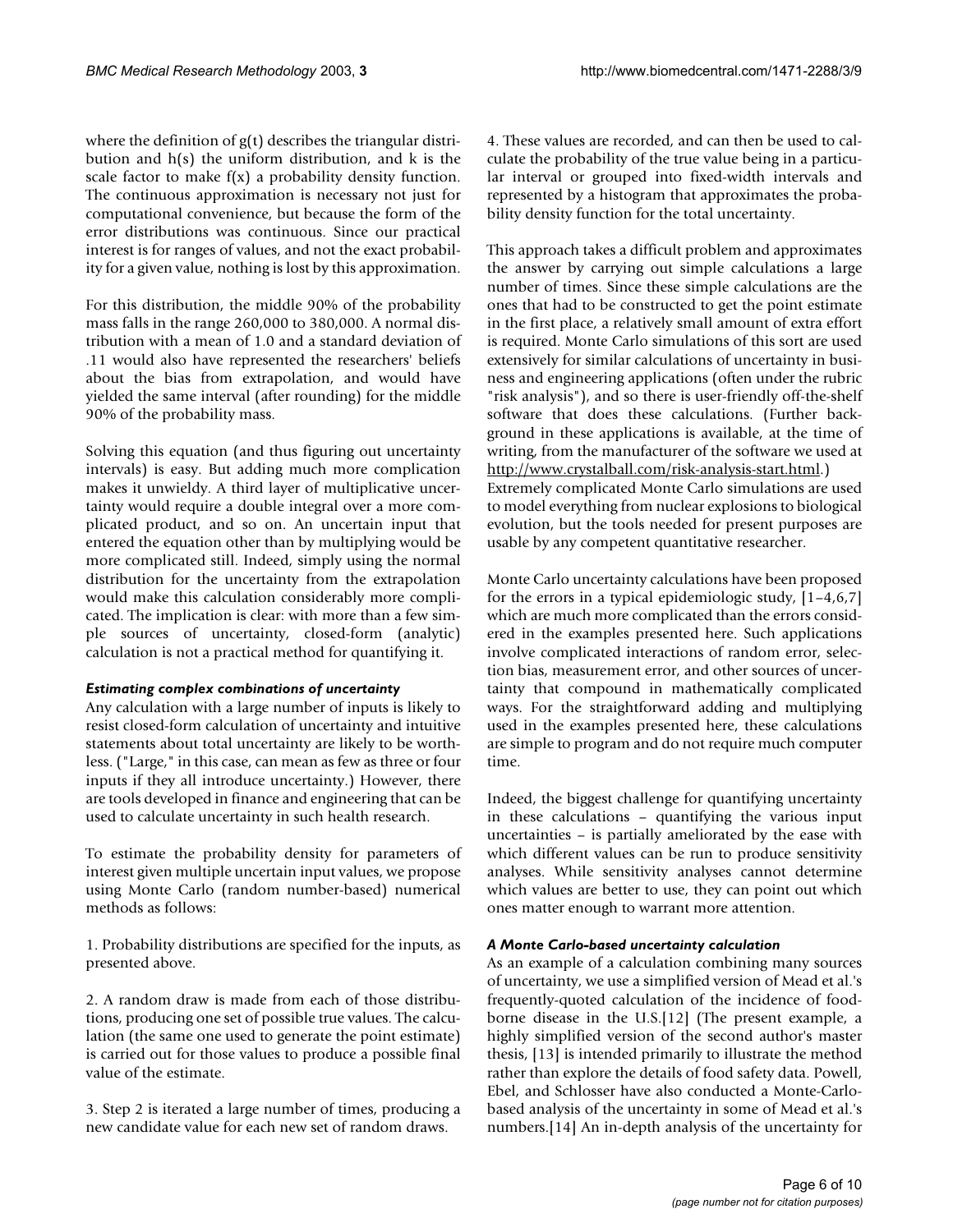where the definition of $g(t)$ describes the triangular distribution and $h(s)$ the uniform distribution, and $k$ is the scale factor to make $f(x)$ a probability density function. The continuous approximation is necessary not just for computational convenience, but because the form of the error distributions was continuous. Since our practical interest is for ranges of values, and not the exact probability for a given value, nothing is lost by this approximation.

For this distribution, the middle 90% of the probability mass falls in the range 260,000 to 380,000. A normal distribution with a mean of 1.0 and a standard deviation of .11 would also have represented the researchers' beliefs about the bias from extrapolation, and would have yielded the same interval (after rounding) for the middle 90% of the probability mass.

Solving this equation (and thus figuring out uncertainty intervals) is easy. But adding much more complication makes it unwieldy. A third layer of multiplicative uncertainty would require a double integral over a more complicated product, and so on. An uncertain input that entered the equation other than by multiplying would be more complicated still. Indeed, simply using the normal distribution for the uncertainty from the extrapolation would make this calculation considerably more complicated. The implication is clear: with more than a few simple sources of uncertainty, closed-form (analytic) calculation is not a practical method for quantifying it.

### *Estimating complex combinations of uncertainty*

Any calculation with a large number of inputs is likely to resist closed-form calculation of uncertainty and intuitive statements about total uncertainty are likely to be worthless. ("Large," in this case, can mean as few as three or four inputs if they all introduce uncertainty.) However, there are tools developed in finance and engineering that can be used to calculate uncertainty in such health research.

To estimate the probability density for parameters of interest given multiple uncertain input values, we propose using Monte Carlo (random number-based) numerical methods as follows:

1. Probability distributions are specified for the inputs, as presented above.

2. A random draw is made from each of those distributions, producing one set of possible true values. The calculation (the same one used to generate the point estimate) is carried out for those values to produce a possible final value of the estimate.

3. Step 2 is iterated a large number of times, producing a new candidate value for each new set of random draws.

4. These values are recorded, and can then be used to calculate the probability of the true value being in a particular interval or grouped into fixed-width intervals and represented by a histogram that approximates the probability density function for the total uncertainty.

This approach takes a difficult problem and approximates the answer by carrying out simple calculations a large number of times. Since these simple calculations are the ones that had to be constructed to get the point estimate in the first place, a relatively small amount of extra effort is required. Monte Carlo simulations of this sort are used extensively for similar calculations of uncertainty in business and engineering applications (often under the rubric "risk analysis"), and so there is user-friendly off-the-shelf software that does these calculations. (Further background in these applications is available, at the time of writing, from the manufacturer of the software we used at http://www.crystalball.com/risk-analysis-start.html.) Extremely complicated Monte Carlo simulations are used to model everything from nuclear explosions to biological evolution, but the tools needed for present purposes are usable by any competent quantitative researcher.

Monte Carlo uncertainty calculations have been proposed for the errors in a typical epidemiologic study, [1–4,6,7] which are much more complicated than the errors considered in the examples presented here. Such applications involve complicated interactions of random error, selection bias, measurement error, and other sources of uncertainty that compound in mathematically complicated ways. For the straightforward adding and multiplying used in the examples presented here, these calculations are simple to program and do not require much computer time.

Indeed, the biggest challenge for quantifying uncertainty in these calculations – quantifying the various input uncertainties – is partially ameliorated by the ease with which different values can be run to produce sensitivity analyses. While sensitivity analyses cannot determine which values are better to use, they can point out which ones matter enough to warrant more attention.

### *A Monte Carlo-based uncertainty calculation*

As an example of a calculation combining many sources of uncertainty, we use a simplified version of Mead et al.'s frequently-quoted calculation of the incidence of foodborne disease in the U.S.[12] (The present example, a highly simplified version of the second author's master thesis, [13] is intended primarily to illustrate the method rather than explore the details of food safety data. Powell, Ebel, and Schlosser have also conducted a Monte-Carlo-based analysis of the uncertainty in some of Mead et al.'s numbers.[14] An in-depth analysis of the uncertainty for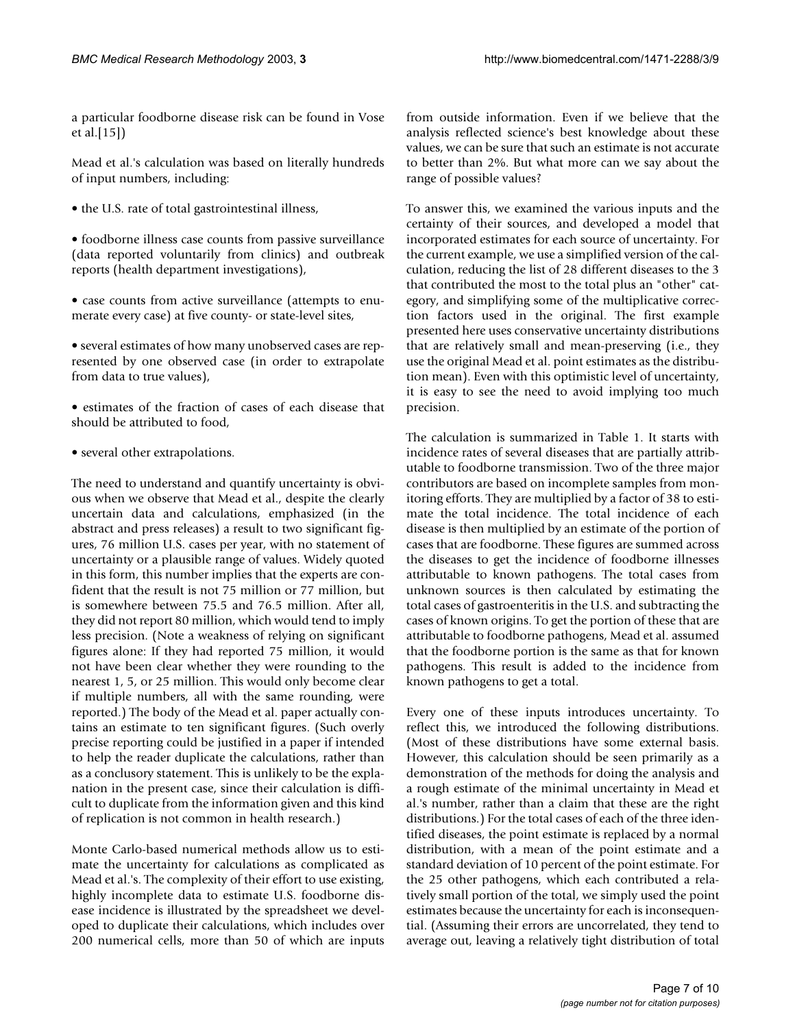a particular foodborne disease risk can be found in Vose et al.[15])

Mead et al.'s calculation was based on literally hundreds of input numbers, including:

- the U.S. rate of total gastrointestinal illness,
- foodborne illness case counts from passive surveillance (data reported voluntarily from clinics) and outbreak reports (health department investigations),
- case counts from active surveillance (attempts to enumerate every case) at five county- or state-level sites,
- several estimates of how many unobserved cases are represented by one observed case (in order to extrapolate from data to true values),
- estimates of the fraction of cases of each disease that should be attributed to food,
- several other extrapolations.

The need to understand and quantify uncertainty is obvious when we observe that Mead et al., despite the clearly uncertain data and calculations, emphasized (in the abstract and press releases) a result to two significant figures, 76 million U.S. cases per year, with no statement of uncertainty or a plausible range of values. Widely quoted in this form, this number implies that the experts are confident that the result is not 75 million or 77 million, but is somewhere between 75.5 and 76.5 million. After all, they did not report 80 million, which would tend to imply less precision. (Note a weakness of relying on significant figures alone: If they had reported 75 million, it would not have been clear whether they were rounding to the nearest 1, 5, or 25 million. This would only become clear if multiple numbers, all with the same rounding, were reported.) The body of the Mead et al. paper actually contains an estimate to ten significant figures. (Such overly precise reporting could be justified in a paper if intended to help the reader duplicate the calculations, rather than as a conclusory statement. This is unlikely to be the explanation in the present case, since their calculation is difficult to duplicate from the information given and this kind of replication is not common in health research.)

Monte Carlo-based numerical methods allow us to estimate the uncertainty for calculations as complicated as Mead et al.'s. The complexity of their effort to use existing, highly incomplete data to estimate U.S. foodborne disease incidence is illustrated by the spreadsheet we developed to duplicate their calculations, which includes over 200 numerical cells, more than 50 of which are inputs from outside information. Even if we believe that the analysis reflected science's best knowledge about these values, we can be sure that such an estimate is not accurate to better than 2%. But what more can we say about the range of possible values?

To answer this, we examined the various inputs and the certainty of their sources, and developed a model that incorporated estimates for each source of uncertainty. For the current example, we use a simplified version of the calculation, reducing the list of 28 different diseases to the 3 that contributed the most to the total plus an "other" category, and simplifying some of the multiplicative correction factors used in the original. The first example presented here uses conservative uncertainty distributions that are relatively small and mean-preserving (i.e., they use the original Mead et al. point estimates as the distribution mean). Even with this optimistic level of uncertainty, it is easy to see the need to avoid implying too much precision.

The calculation is summarized in Table 1. It starts with incidence rates of several diseases that are partially attributable to foodborne transmission. Two of the three major contributors are based on incomplete samples from monitoring efforts. They are multiplied by a factor of 38 to estimate the total incidence. The total incidence of each disease is then multiplied by an estimate of the portion of cases that are foodborne. These figures are summed across the diseases to get the incidence of foodborne illnesses attributable to known pathogens. The total cases from unknown sources is then calculated by estimating the total cases of gastroenteritis in the U.S. and subtracting the cases of known origins. To get the portion of these that are attributable to foodborne pathogens, Mead et al. assumed that the foodborne portion is the same as that for known pathogens. This result is added to the incidence from known pathogens to get a total.

Every one of these inputs introduces uncertainty. To reflect this, we introduced the following distributions. (Most of these distributions have some external basis. However, this calculation should be seen primarily as a demonstration of the methods for doing the analysis and a rough estimate of the minimal uncertainty in Mead et al.'s number, rather than a claim that these are the right distributions.) For the total cases of each of the three identified diseases, the point estimate is replaced by a normal distribution, with a mean of the point estimate and a standard deviation of 10 percent of the point estimate. For the 25 other pathogens, which each contributed a relatively small portion of the total, we simply used the point estimates because the uncertainty for each is inconsequential. (Assuming their errors are uncorrelated, they tend to average out, leaving a relatively tight distribution of total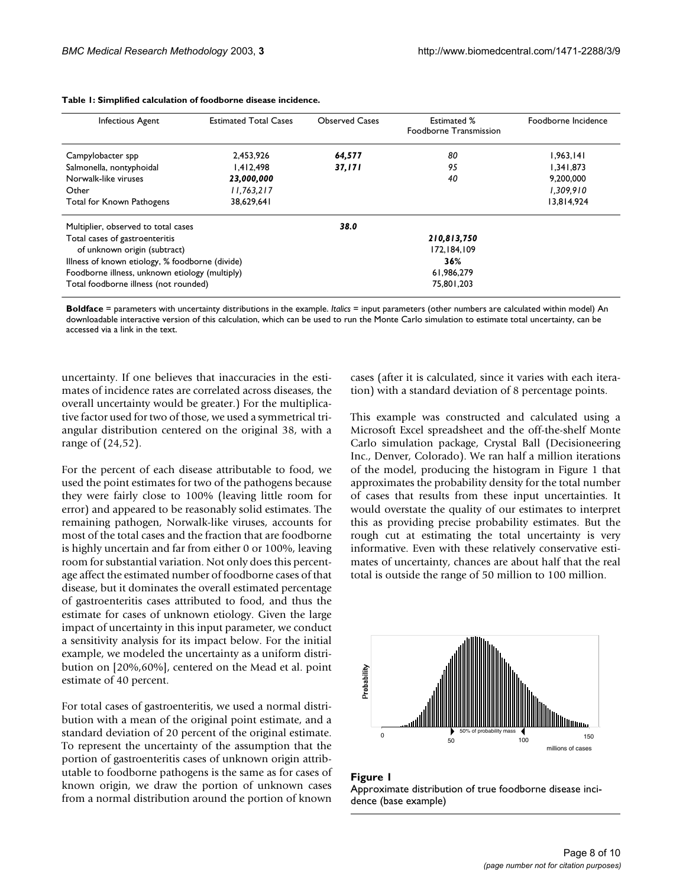**Table 1: Simplified calculation of foodborne disease incidence.**

| Infectious Agent | Estimated Total Cases | Observed Cases | Estimated % Foodborne Transmission | Foodborne Incidence |
|---|---|---|---|---|
| Campylobacter spp | 2,453,926 | ***64,577*** | *80* | 1,963,141 |
| Salmonella, nontyphoidal | 1,412,498 | ***37,171*** | *95* | 1,341,873 |
| Norwalk-like viruses | ***23,000,000*** | | *40* | 9,200,000 |
| Other | *11,763,217* | | | *1,309,910* |
| Total for Known Pathogens | 38,629,641 | | | 13,814,924 |
| Multiplier, observed to total cases | | ***38.0*** | | |
| Total cases of gastroenteritis | | | ***210,813,750*** | |
| of unknown origin (subtract) | | | 172,184,109 | |
| Illness of known etiology, % foodborne (divide) | | | **36%** | |
| Foodborne illness, unknown etiology (multiply) | | | 61,986,279 | |
| Total foodborne illness (not rounded) | | | 75,801,203 | |

**Boldface** = parameters with uncertainty distributions in the example. *Italics* = input parameters (other numbers are calculated within model) An downloadable interactive version of this calculation, which can be used to run the Monte Carlo simulation to estimate total uncertainty, can be accessed via a link in the text.

uncertainty. If one believes that inaccuracies in the estimates of incidence rates are correlated across diseases, the overall uncertainty would be greater.) For the multiplicative factor used for two of those, we used a symmetrical triangular distribution centered on the original 38, with a range of (24,52).

For the percent of each disease attributable to food, we used the point estimates for two of the pathogens because they were fairly close to 100% (leaving little room for error) and appeared to be reasonably solid estimates. The remaining pathogen, Norwalk-like viruses, accounts for most of the total cases and the fraction that are foodborne is highly uncertain and far from either 0 or 100%, leaving room for substantial variation. Not only does this percentage affect the estimated number of foodborne cases of that disease, but it dominates the overall estimated percentage of gastroenteritis cases attributed to food, and thus the estimate for cases of unknown etiology. Given the large impact of uncertainty in this input parameter, we conduct a sensitivity analysis for its impact below. For the initial example, we modeled the uncertainty as a uniform distribution on [20%,60%], centered on the Mead et al. point estimate of 40 percent.

For total cases of gastroenteritis, we used a normal distribution with a mean of the original point estimate, and a standard deviation of 20 percent of the original estimate. To represent the uncertainty of the assumption that the portion of gastroenteritis cases of unknown origin attributable to foodborne pathogens is the same as for cases of known origin, we draw the portion of unknown cases from a normal distribution around the portion of known cases (after it is calculated, since it varies with each iteration) with a standard deviation of 8 percentage points.

This example was constructed and calculated using a Microsoft Excel spreadsheet and the off-the-shelf Monte Carlo simulation package, Crystal Ball (Decisioneering Inc., Denver, Colorado). We ran half a million iterations of the model, producing the histogram in Figure 1 that approximates the probability density for the total number of cases that results from these input uncertainties. It would overstate the quality of our estimates to interpret this as providing precise probability estimates. But the rough cut at estimating the total uncertainty is very informative. Even with these relatively conservative estimates of uncertainty, chances are about half that the real total is outside the range of 50 million to 100 million.

**Figure 1**
Approximate distribution of true foodborne disease incidence (base example)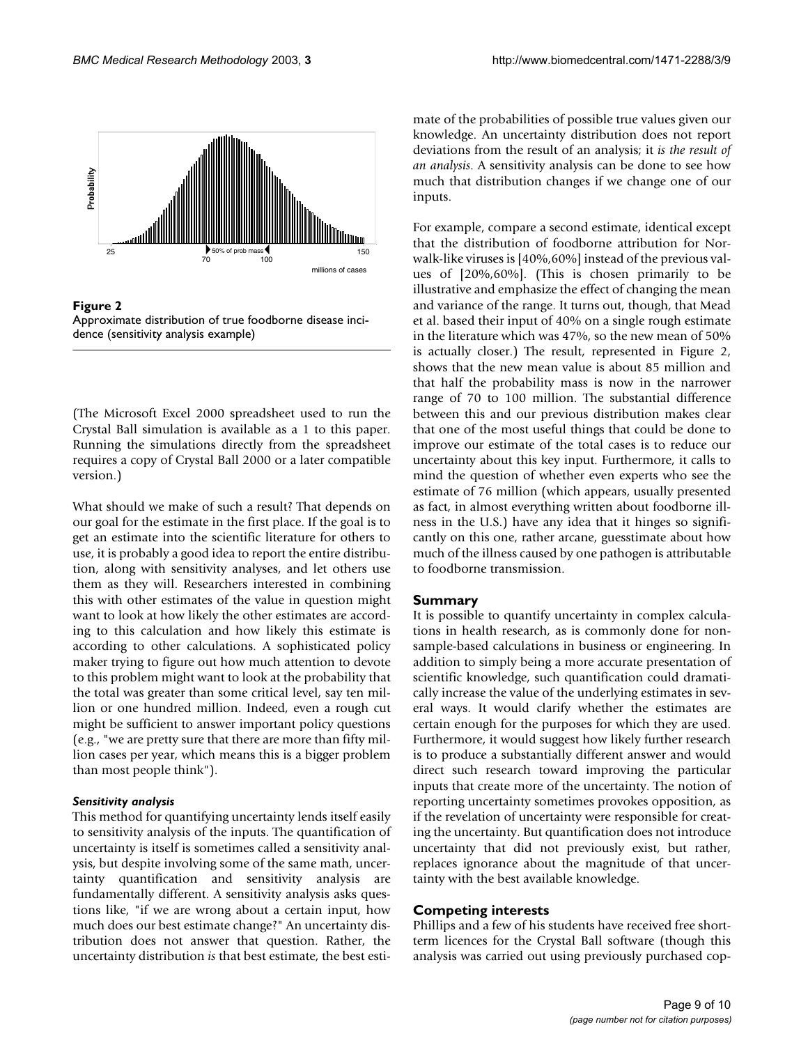**Figure 2**
Approximate distribution of true foodborne disease incidence (sensitivity analysis example)

(The Microsoft Excel 2000 spreadsheet used to run the Crystal Ball simulation is available as a 1 to this paper. Running the simulations directly from the spreadsheet requires a copy of Crystal Ball 2000 or a later compatible version.)

What should we make of such a result? That depends on our goal for the estimate in the first place. If the goal is to get an estimate into the scientific literature for others to use, it is probably a good idea to report the entire distribution, along with sensitivity analyses, and let others use them as they will. Researchers interested in combining this with other estimates of the value in question might want to look at how likely the other estimates are according to this calculation and how likely this estimate is according to other calculations. A sophisticated policy maker trying to figure out how much attention to devote to this problem might want to look at the probability that the total was greater than some critical level, say ten million or one hundred million. Indeed, even a rough cut might be sufficient to answer important policy questions (e.g., "we are pretty sure that there are more than fifty million cases per year, which means this is a bigger problem than most people think").

#### *Sensitivity analysis*

This method for quantifying uncertainty lends itself easily to sensitivity analysis of the inputs. The quantification of uncertainty is itself is sometimes called a sensitivity analysis, but despite involving some of the same math, uncertainty quantification and sensitivity analysis are fundamentally different. A sensitivity analysis asks questions like, "if we are wrong about a certain input, how much does our best estimate change?" An uncertainty distribution does not answer that question. Rather, the uncertainty distribution *is* that best estimate, the best estimate of the probabilities of possible true values given our knowledge. An uncertainty distribution does not report deviations from the result of an analysis; it *is the result of an analysis*. A sensitivity analysis can be done to see how much that distribution changes if we change one of our inputs.

For example, compare a second estimate, identical except that the distribution of foodborne attribution for Norwalk-like viruses is [40%,60%] instead of the previous values of [20%,60%]. (This is chosen primarily to be illustrative and emphasize the effect of changing the mean and variance of the range. It turns out, though, that Mead et al. based their input of 40% on a single rough estimate in the literature which was 47%, so the new mean of 50% is actually closer.) The result, represented in Figure 2, shows that the new mean value is about 85 million and that half the probability mass is now in the narrower range of 70 to 100 million. The substantial difference between this and our previous distribution makes clear that one of the most useful things that could be done to improve our estimate of the total cases is to reduce our uncertainty about this key input. Furthermore, it calls to mind the question of whether even experts who see the estimate of 76 million (which appears, usually presented as fact, in almost everything written about foodborne illness in the U.S.) have any idea that it hinges so significantly on this one, rather arcane, guesstimate about how much of the illness caused by one pathogen is attributable to foodborne transmission.

## Summary

It is possible to quantify uncertainty in complex calculations in health research, as is commonly done for non-sample-based calculations in business or engineering. In addition to simply being a more accurate presentation of scientific knowledge, such quantification could dramatically increase the value of the underlying estimates in several ways. It would clarify whether the estimates are certain enough for the purposes for which they are used. Furthermore, it would suggest how likely further research is to produce a substantially different answer and would direct such research toward improving the particular inputs that create more of the uncertainty. The notion of reporting uncertainty sometimes provokes opposition, as if the revelation of uncertainty were responsible for creating the uncertainty. But quantification does not introduce uncertainty that did not previously exist, but rather, replaces ignorance about the magnitude of that uncertainty with the best available knowledge.

## Competing interests

Phillips and a few of his students have received free short-term licences for the Crystal Ball software (though this analysis was carried out using previously purchased cop-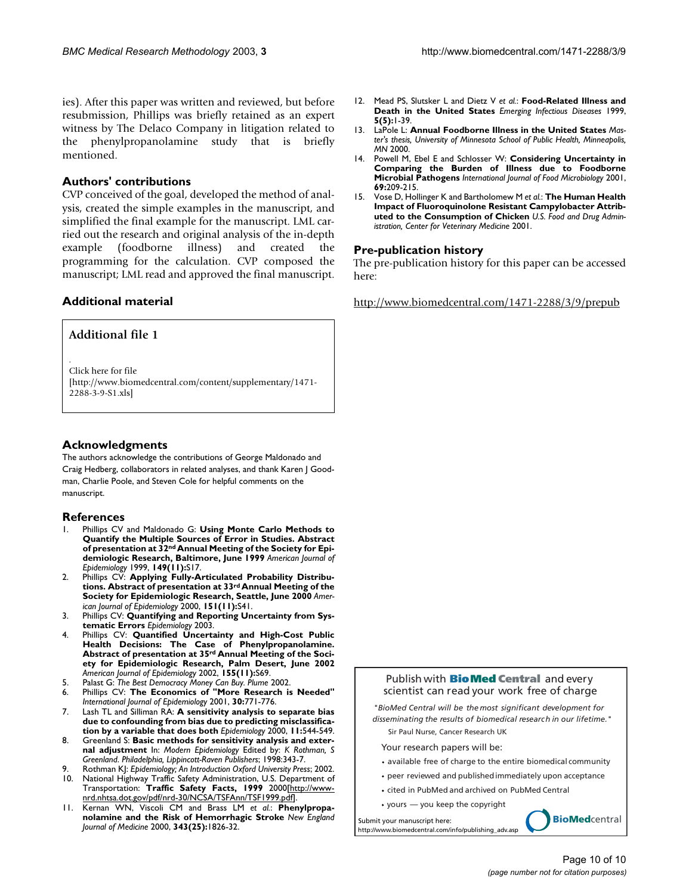ies). After this paper was written and reviewed, but before resubmission, Phillips was briefly retained as an expert witness by The Delaco Company in litigation related to the phenylpropanolamine study that is briefly mentioned.

## Authors' contributions

CVP conceived of the goal, developed the method of analysis, created the simple examples in the manuscript, and simplified the final example for the manuscript. LML carried out the research and original analysis of the in-depth example (foodborne illness) and created the programming for the calculation. CVP composed the manuscript; LML read and approved the final manuscript.

## Additional material

**Additional file 1**

.
Click here for file
[http://www.biomedcentral.com/content/supplementary/1471-2288-3-9-S1.xls]

## Acknowledgments

The authors acknowledge the contributions of George Maldonado and Craig Hedberg, collaborators in related analyses, and thank Karen J Goodman, Charlie Poole, and Steven Cole for helpful comments on the manuscript.

## References

1. Phillips CV and Maldonado G: **Using Monte Carlo Methods to Quantify the Multiple Sources of Error in Studies. Abstract of presentation at 32nd Annual Meeting of the Society for Epidemiologic Research, Baltimore, June 1999** *American Journal of Epidemiology* 1999, **149(11):**S17.
2. Phillips CV: **Applying Fully-Articulated Probability Distributions. Abstract of presentation at 33rd Annual Meeting of the Society for Epidemiologic Research, Seattle, June 2000** *American Journal of Epidemiology* 2000, **151(11):**S41.
3. Phillips CV: **Quantifying and Reporting Uncertainty from Systematic Errors** *Epidemiology* 2003.
4. Phillips CV: **Quantified Uncertainty and High-Cost Public Health Decisions: The Case of Phenylpropanolamine. Abstract of presentation at 35rd Annual Meeting of the Society for Epidemiologic Research, Palm Desert, June 2002** *American Journal of Epidemiology* 2002, **155(11):**S69.
5. Palast G: *The Best Democracy Money Can Buy. Plume* 2002.
6. Phillips CV: **The Economics of "More Research is Needed"** *International Journal of Epidemiology* 2001, **30:**771-776.
7. Lash TL and Silliman RA: **A sensitivity analysis to separate bias due to confounding from bias due to predicting misclassification by a variable that does both** *Epidemiology* 2000, **11:**544-549.
8. Greenland S: **Basic methods for sensitivity analysis and external adjustment** In: *Modern Epidemiology* Edited by: *K Rothman, S Greenland. Philadelphia, Lippincott-Raven Publishers*; 1998:343-7.
9. Rothman KJ: *Epidemiology; An Introduction Oxford University Press*; 2002.
10. National Highway Traffic Safety Administration, U.S. Department of Transportation: **Traffic Safety Facts, 1999** 2000[http://www-nrd.nhtsa.dot.gov/pdf/nrd-30/NCSA/TSFAnn/TSF1999.pdf].
11. Kernan WN, Viscoli CM and Brass LM *et al.*: **Phenylpropanolamine and the Risk of Hemorrhagic Stroke** *New England Journal of Medicine* 2000, **343(25):**1826-32.
12. Mead PS, Slutsker L and Dietz V *et al.*: **Food-Related Illness and Death in the United States** *Emerging Infectious Diseases* 1999, **5(5):**1-39.
13. LaPole L: **Annual Foodborne Illness in the United States** *Master's thesis, University of Minnesota School of Public Health, Minneapolis, MN* 2000.
14. Powell M, Ebel E and Schlosser W: **Considering Uncertainty in Comparing the Burden of Illness due to Foodborne Microbial Pathogens** *International Journal of Food Microbiology* 2001, **69:**209-215.
15. Vose D, Hollinger K and Bartholomew M *et al.*: **The Human Health Impact of Fluoroquinolone Resistant Campylobacter Attributed to the Consumption of Chicken** *U.S. Food and Drug Administration, Center for Veterinary Medicine* 2001.

## Pre-publication history

The pre-publication history for this paper can be accessed here:

http://www.biomedcentral.com/1471-2288/3/9/prepub

Publish with **BioMed Central** and every scientist can read your work free of charge

*"BioMed Central will be the most significant development for disseminating the results of biomedical research in our lifetime."*
Sir Paul Nurse, Cancer Research UK

Your research papers will be:

- available free of charge to the entire biomedical community
- peer reviewed and published immediately upon acceptance
- cited in PubMed and archived on PubMed Central
- yours — you keep the copyright

Submit your manuscript here:
http://www.biomedcentral.com/info/publishing_adv.asp

BioMedcentral